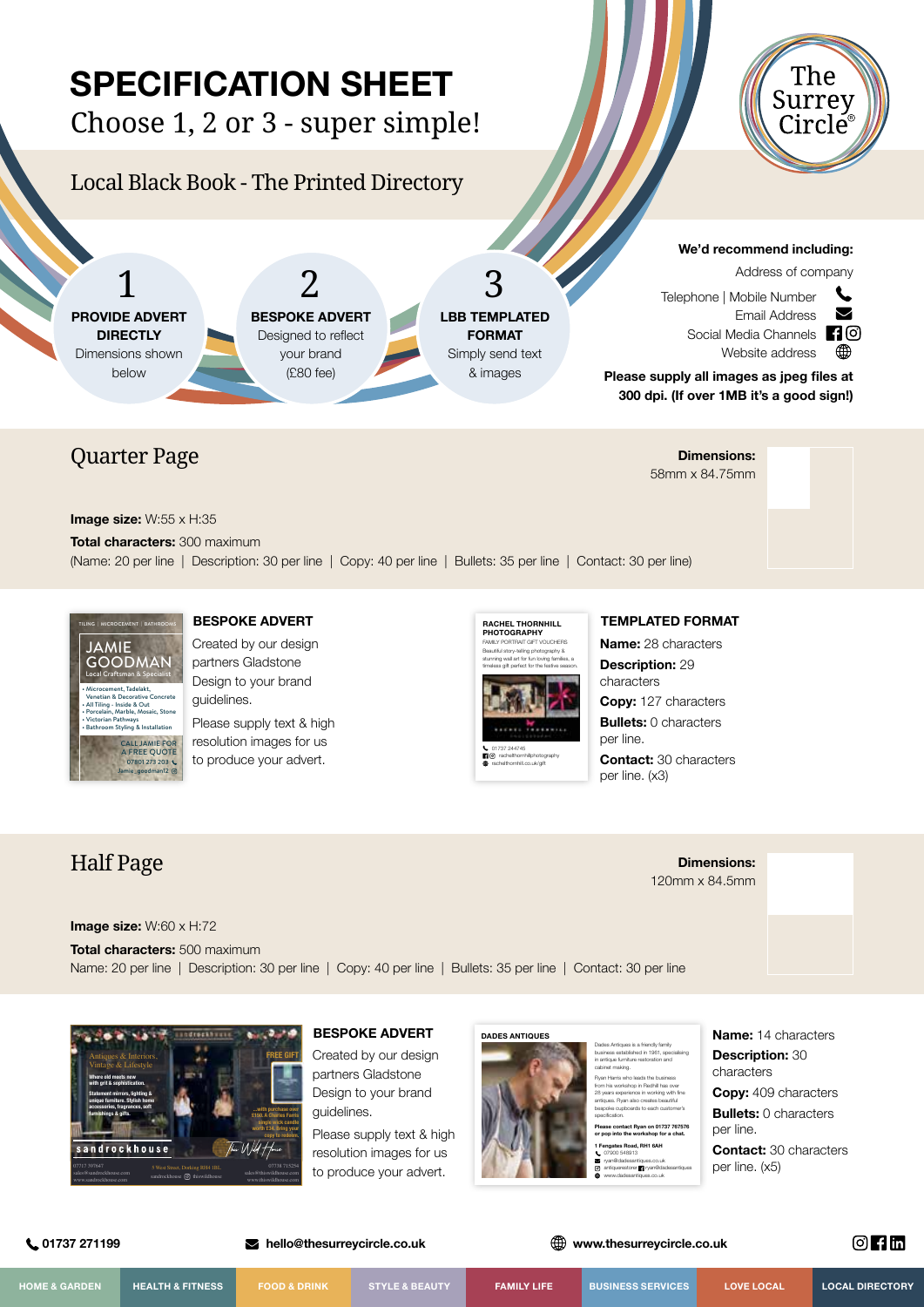# SPECIFICATION SHEET

Choose 1, 2 or 3 - super simple!

The Surrey Circle®

## Local Black Book - The Printed Directory

**1**
**PROVIDE ADVERT DIRECTLY**
Dimensions shown below

**2**
**BESPOKE ADVERT**
Designed to reflect your brand (£80 fee)

**3**
**LBB TEMPLATED FORMAT**
Simply send text & images

**We'd recommend including:**

- Address of company
- Telephone | Mobile Number
- Email Address
- Social Media Channels
- Website address

**Please supply all images as jpeg files at 300 dpi. (If over 1MB it's a good sign!)**

## Quarter Page

**Dimensions:** 58mm x 84.75mm

**Image size:** W:55 x H:35

**Total characters:** 300 maximum

(Name: 20 per line | Description: 30 per line | Copy: 40 per line | Bullets: 35 per line | Contact: 30 per line)

TILING | MICROCEMENT | BATHROOMS

JAMIE GOODMAN
Local Craftsman & Specialist

- Microcement, Tadelakt, Venetian & Decorative Concrete
- All Tiling - Inside & Out
- Porcelain, Marble, Mosaic, Stone
- Victorian Pathways
- Bathroom Styling & Installation

CALL JAMIE FOR A FREE QUOTE
07801 273 203
Jamie_goodman12

### BESPOKE ADVERT

Created by our design partners Gladstone Design to your brand guidelines.

Please supply text & high resolution images for us to produce your advert.

RACHEL THORNHILL PHOTOGRAPHY
FAMILY PORTRAIT GIFT VOUCHERS
Beautiful story-telling photography & stunning wall art for fun loving families, a timeless gift perfect for the festive season.

01737 244745
rachelthornhillphotography
rachelthornhill.co.uk/gift

### TEMPLATED FORMAT

**Name:** 28 characters

**Description:** 29 characters

**Copy:** 127 characters

**Bullets:** 0 characters per line.

**Contact:** 30 characters per line. (x3)

## Half Page

**Dimensions:** 120mm x 84.5mm

**Image size:** W:60 x H:72

**Total characters:** 500 maximum

Name: 20 per line | Description: 30 per line | Copy: 40 per line | Bullets: 35 per line | Contact: 30 per line

sandrockhouse
Antiques & Interiors, Vintage & Lifestyle
Where old meets new with grit & sophistication.
Statement mirrors, lighting & unique furniture. Stylish home accessories, fragrances, soft furnishings & gifts.
FREE GIFT
...with purchase over £150. A Thomas Farris single wick candle worth £34. Bring your copy to redeem.
The Wild House
07737 397647
sales@sandrockhouse.com
www.sandrockhouse.com
5 West Street, Dorking RH4 1BL
sandrockhouse thewildhouse
07738 715254
sales@thewildhouse.com
www.thewildhouse.com

### BESPOKE ADVERT

Created by our design partners Gladstone Design to your brand guidelines.

Please supply text & high resolution images for us to produce your advert.

DADES ANTIQUES

Dades Antiques is a friendly family business established in 1961, specialising in antique furniture restoration and cabinet making.

Ryan Harris who leads the business from his workshop in Redhill has over 28 years experience in working with fine antiques. Ryan also creates beautiful bespoke cupboards to each customer's specification.

Please contact Ryan on 01737 767576 or pop into the workshop for a chat.

1 Fengates Road, RH1 6AH
07900 548913
ryan@dadesantiques.co.uk
antiquesrestorer ryan@dadesantiques
www.dadesantiques.co.uk

**Name:** 14 characters

**Description:** 30 characters

**Copy:** 409 characters

**Bullets:** 0 characters per line.

**Contact:** 30 characters per line. (x5)

01737 271199 | hello@thesurreycircle.co.uk | www.thesurreycircle.co.uk

HOME & GARDEN | HEALTH & FITNESS | FOOD & DRINK | STYLE & BEAUTY | FAMILY LIFE | BUSINESS SERVICES | LOVE LOCAL | LOCAL DIRECTORY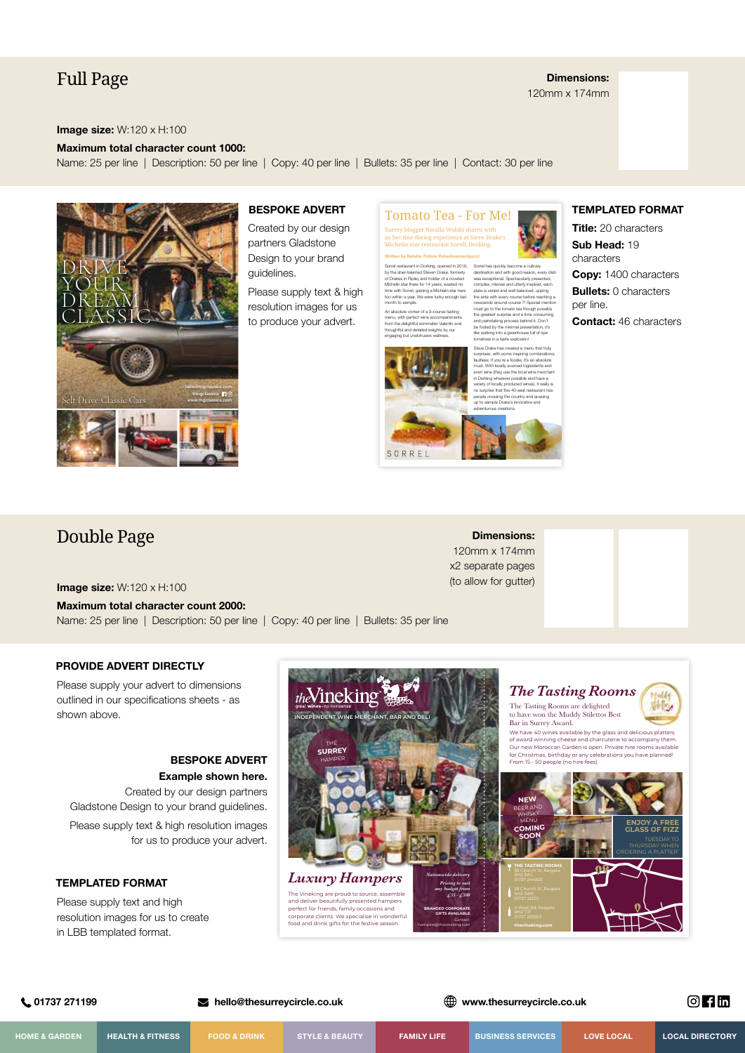## Full Page

**Dimensions:**
120mm x 174mm

**Image size:** W:120 x H:100

**Maximum total character count 1000:**
Name: 25 per line | Description: 50 per line | Copy: 40 per line | Bullets: 35 per line | Contact: 30 per line

**BESPOKE ADVERT**

Created by our design partners Gladstone Design to your brand guidelines.

Please supply text & high resolution images for us to produce your advert.

**TEMPLATED FORMAT**

**Title:** 20 characters

**Sub Head:** 19 characters

**Copy:** 1400 characters

**Bullets:** 0 characters per line.

**Contact:** 46 characters

## Double Page

**Dimensions:**
120mm x 174mm
x2 separate pages
(to allow for gutter)

**Image size:** W:120 x H:100

**Maximum total character count 2000:**
Name: 25 per line | Description: 50 per line | Copy: 40 per line | Bullets: 35 per line

**PROVIDE ADVERT DIRECTLY**

Please supply your advert to dimensions outlined in our specifications sheets - as shown above.

**BESPOKE ADVERT**
**Example shown here.**

Created by our design partners Gladstone Design to your brand guidelines.

Please supply text & high resolution images for us to produce your advert.

**TEMPLATED FORMAT**

Please supply text and high resolution images for us to create in LBB templated format.

01737 271199 | hello@thesurreycircle.co.uk | www.thesurreycircle.co.uk

HOME & GARDEN | HEALTH & FITNESS | FOOD & DRINK | STYLE & BEAUTY | FAMILY LIFE | BUSINESS SERVICES | LOVE LOCAL | LOCAL DIRECTORY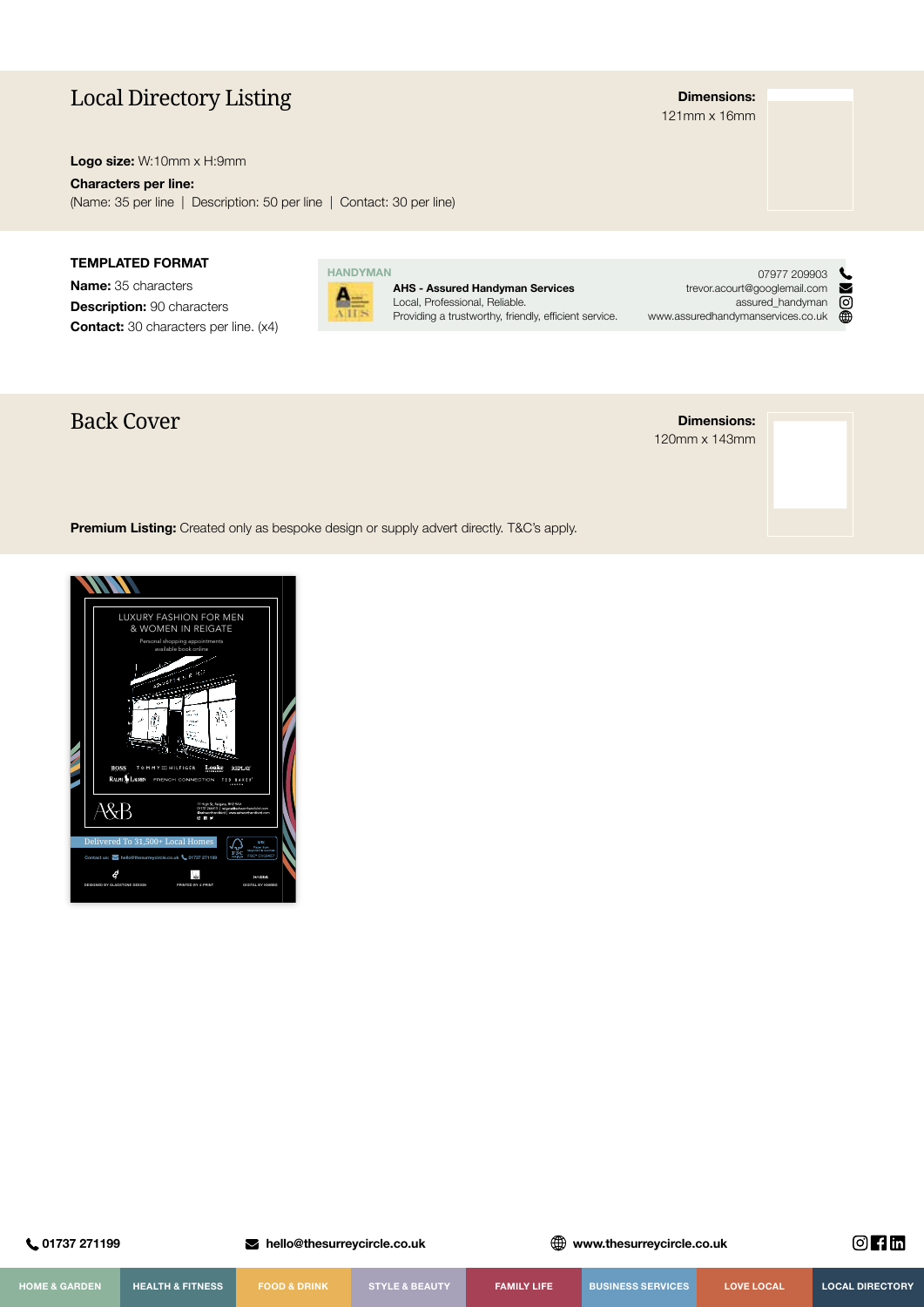## Local Directory Listing

**Dimensions:**
121mm x 16mm

**Logo size:** W:10mm x H:9mm

**Characters per line:**
(Name: 35 per line | Description: 50 per line | Contact: 30 per line)

**TEMPLATED FORMAT**

**Name:** 35 characters

**Description:** 90 characters

**Contact:** 30 characters per line. (x4)

HANDYMAN

**AHS - Assured Handyman Services**
Local, Professional, Reliable.
Providing a trustworthy, friendly, efficient service.

07977 209903
trevor.acourt@googlemail.com
assured_handyman
www.assuredhandymanservices.co.uk

## Back Cover

**Dimensions:**
120mm x 143mm

**Premium Listing:** Created only as bespoke design or supply advert directly. T&C's apply.

01737 271199 | hello@thesurreycircle.co.uk | www.thesurreycircle.co.uk

HOME & GARDEN | HEALTH & FITNESS | FOOD & DRINK | STYLE & BEAUTY | FAMILY LIFE | BUSINESS SERVICES | LOVE LOCAL | LOCAL DIRECTORY